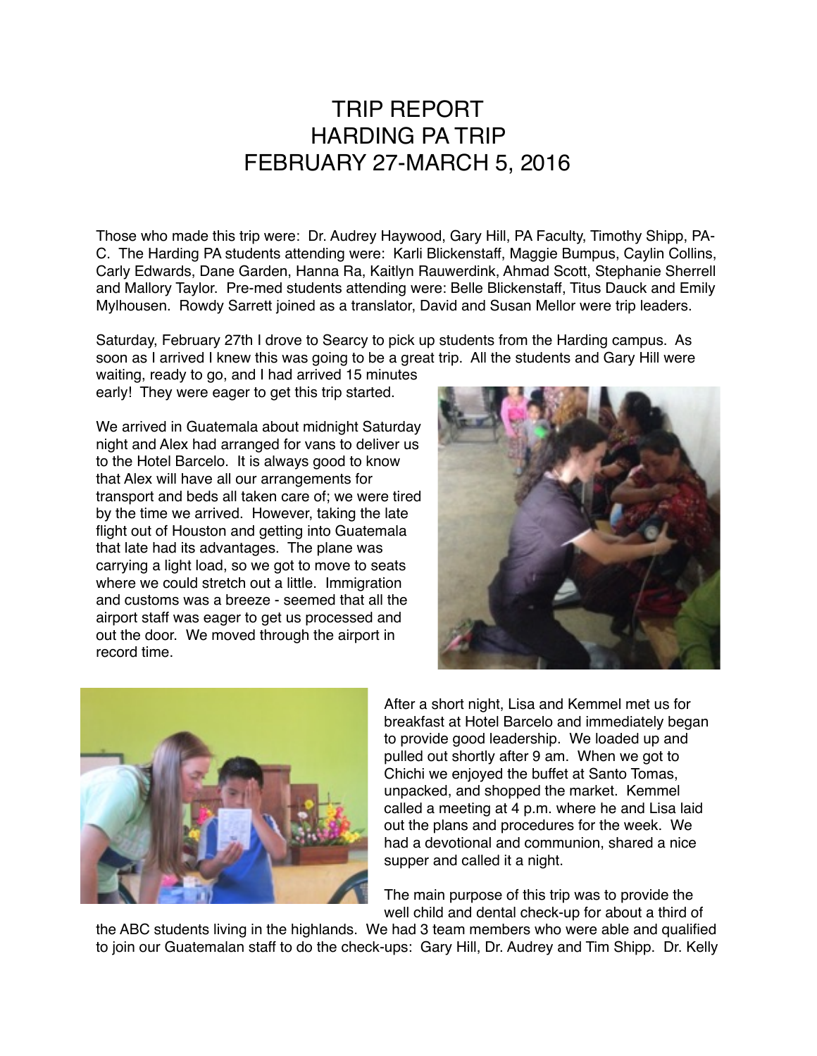# TRIP REPORT
# HARDING PA TRIP
# FEBRUARY 27-MARCH 5, 2016

Those who made this trip were: Dr. Audrey Haywood, Gary Hill, PA Faculty, Timothy Shipp, PA-C. The Harding PA students attending were: Karli Blickenstaff, Maggie Bumpus, Caylin Collins, Carly Edwards, Dane Garden, Hanna Ra, Kaitlyn Rauwerdink, Ahmad Scott, Stephanie Sherrell and Mallory Taylor. Pre-med students attending were: Belle Blickenstaff, Titus Dauck and Emily Mylhousen. Rowdy Sarrett joined as a translator, David and Susan Mellor were trip leaders.

Saturday, February 27th I drove to Searcy to pick up students from the Harding campus. As soon as I arrived I knew this was going to be a great trip. All the students and Gary Hill were waiting, ready to go, and I had arrived 15 minutes early! They were eager to get this trip started.

We arrived in Guatemala about midnight Saturday night and Alex had arranged for vans to deliver us to the Hotel Barcelo. It is always good to know that Alex will have all our arrangements for transport and beds all taken care of; we were tired by the time we arrived. However, taking the late flight out of Houston and getting into Guatemala that late had its advantages. The plane was carrying a light load, so we got to move to seats where we could stretch out a little. Immigration and customs was a breeze - seemed that all the airport staff was eager to get us processed and out the door. We moved through the airport in record time.

After a short night, Lisa and Kemmel met us for breakfast at Hotel Barcelo and immediately began to provide good leadership. We loaded up and pulled out shortly after 9 am. When we got to Chichi we enjoyed the buffet at Santo Tomas, unpacked, and shopped the market. Kemmel called a meeting at 4 p.m. where he and Lisa laid out the plans and procedures for the week. We had a devotional and communion, shared a nice supper and called it a night.

The main purpose of this trip was to provide the well child and dental check-up for about a third of the ABC students living in the highlands. We had 3 team members who were able and qualified to join our Guatemalan staff to do the check-ups: Gary Hill, Dr. Audrey and Tim Shipp. Dr. Kelly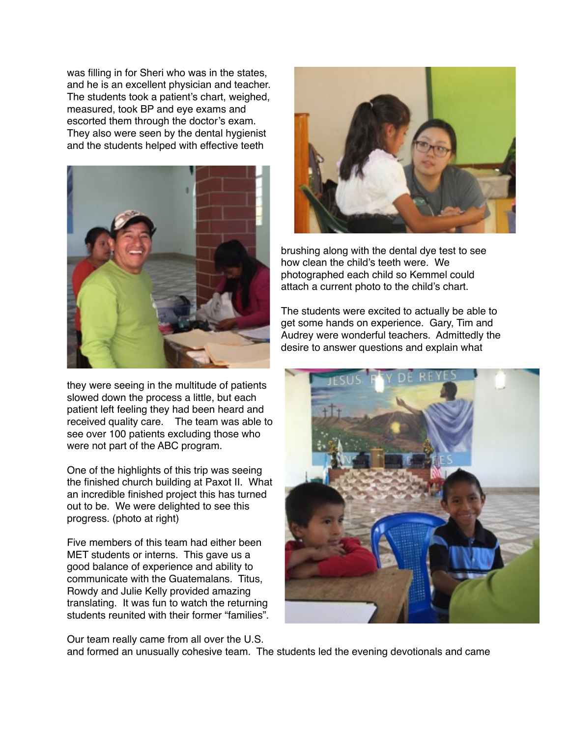was filling in for Sheri who was in the states, and he is an excellent physician and teacher. The students took a patient's chart, weighed, measured, took BP and eye exams and escorted them through the doctor's exam. They also were seen by the dental hygienist and the students helped with effective teeth brushing along with the dental dye test to see how clean the child's teeth were. We photographed each child so Kemmel could attach a current photo to the child's chart.

The students were excited to actually be able to get some hands on experience. Gary, Tim and Audrey were wonderful teachers. Admittedly the desire to answer questions and explain what they were seeing in the multitude of patients slowed down the process a little, but each patient left feeling they had been heard and received quality care. The team was able to see over 100 patients excluding those who were not part of the ABC program.

One of the highlights of this trip was seeing the finished church building at Paxot II. What an incredible finished project this has turned out to be. We were delighted to see this progress. (photo at right)

Five members of this team had either been MET students or interns. This gave us a good balance of experience and ability to communicate with the Guatemalans. Titus, Rowdy and Julie Kelly provided amazing translating. It was fun to watch the returning students reunited with their former "families".

Our team really came from all over the U.S. and formed an unusually cohesive team. The students led the evening devotionals and came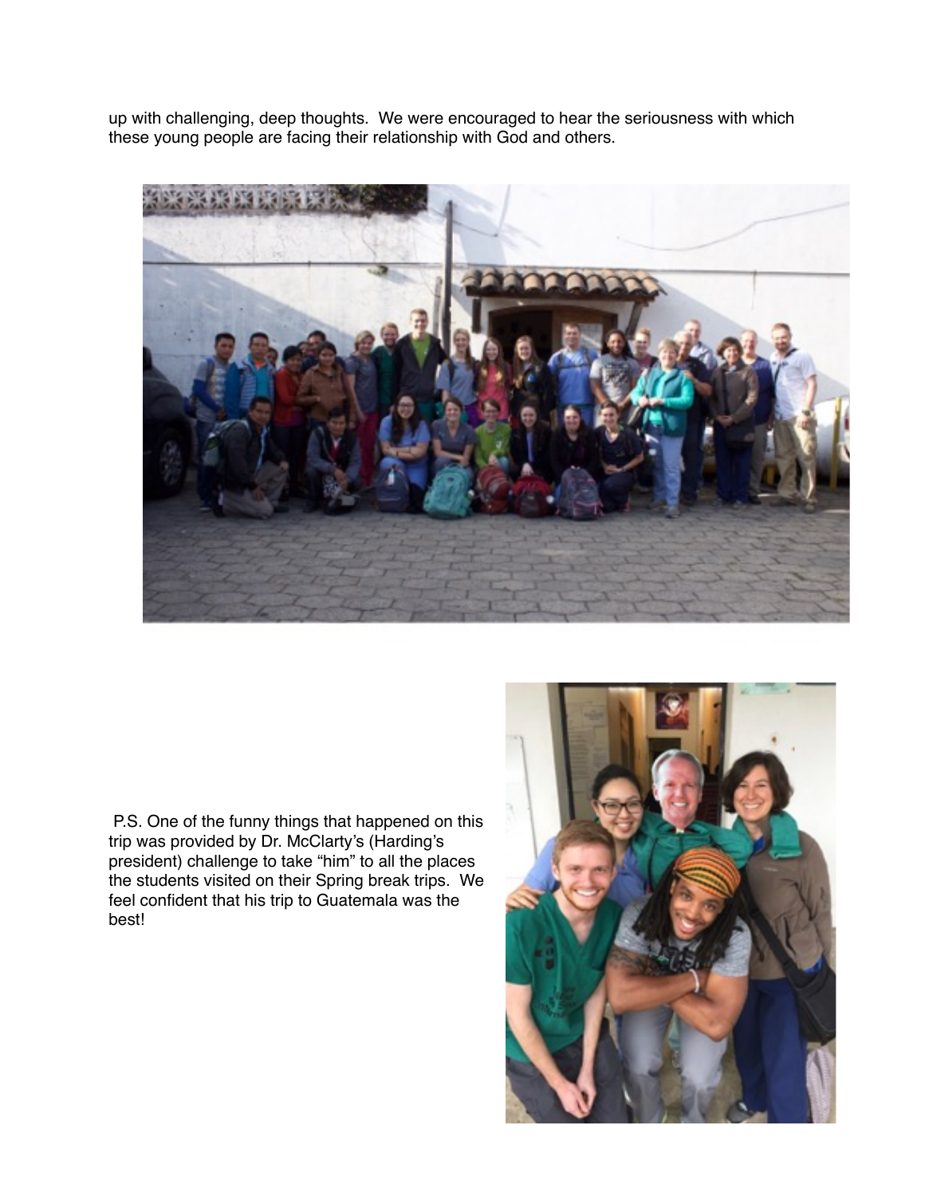up with challenging, deep thoughts. We were encouraged to hear the seriousness with which these young people are facing their relationship with God and others.

P.S. One of the funny things that happened on this trip was provided by Dr. McClarty's (Harding's president) challenge to take "him" to all the places the students visited on their Spring break trips. We feel confident that his trip to Guatemala was the best!